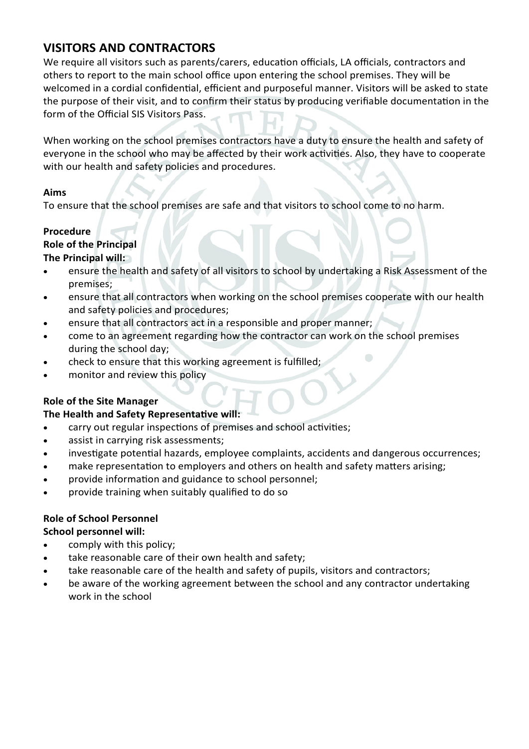## VISITORS AND CONTRACTORS

We require all visitors such as parents/carers, education officials, LA officials, contractors and others to report to the main school office upon entering the school premises. They will be welcomed in a cordial confidential, efficient and purposeful manner. Visitors will be asked to state the purpose of their visit, and to confirm their status by producing verifiable documentation in the form of the Official SIS Visitors Pass.

When working on the school premises contractors have a duty to ensure the health and safety of everyone in the school who may be affected by their work activities. Also, they have to cooperate with our health and safety policies and procedures.

**Aims**

To ensure that the school premises are safe and that visitors to school come to no harm.

**Procedure**

**Role of the Principal**

**The Principal will:**

- ensure the health and safety of all visitors to school by undertaking a Risk Assessment of the premises;
- ensure that all contractors when working on the school premises cooperate with our health and safety policies and procedures;
- ensure that all contractors act in a responsible and proper manner;
- come to an agreement regarding how the contractor can work on the school premises during the school day;
- check to ensure that this working agreement is fulfilled;
- monitor and review this policy

**Role of the Site Manager**

**The Health and Safety Representative will:**

- carry out regular inspections of premises and school activities;
- assist in carrying risk assessments;
- investigate potential hazards, employee complaints, accidents and dangerous occurrences;
- make representation to employers and others on health and safety matters arising;
- provide information and guidance to school personnel;
- provide training when suitably qualified to do so

**Role of School Personnel**

**School personnel will:**

- comply with this policy;
- take reasonable care of their own health and safety;
- take reasonable care of the health and safety of pupils, visitors and contractors;
- be aware of the working agreement between the school and any contractor undertaking work in the school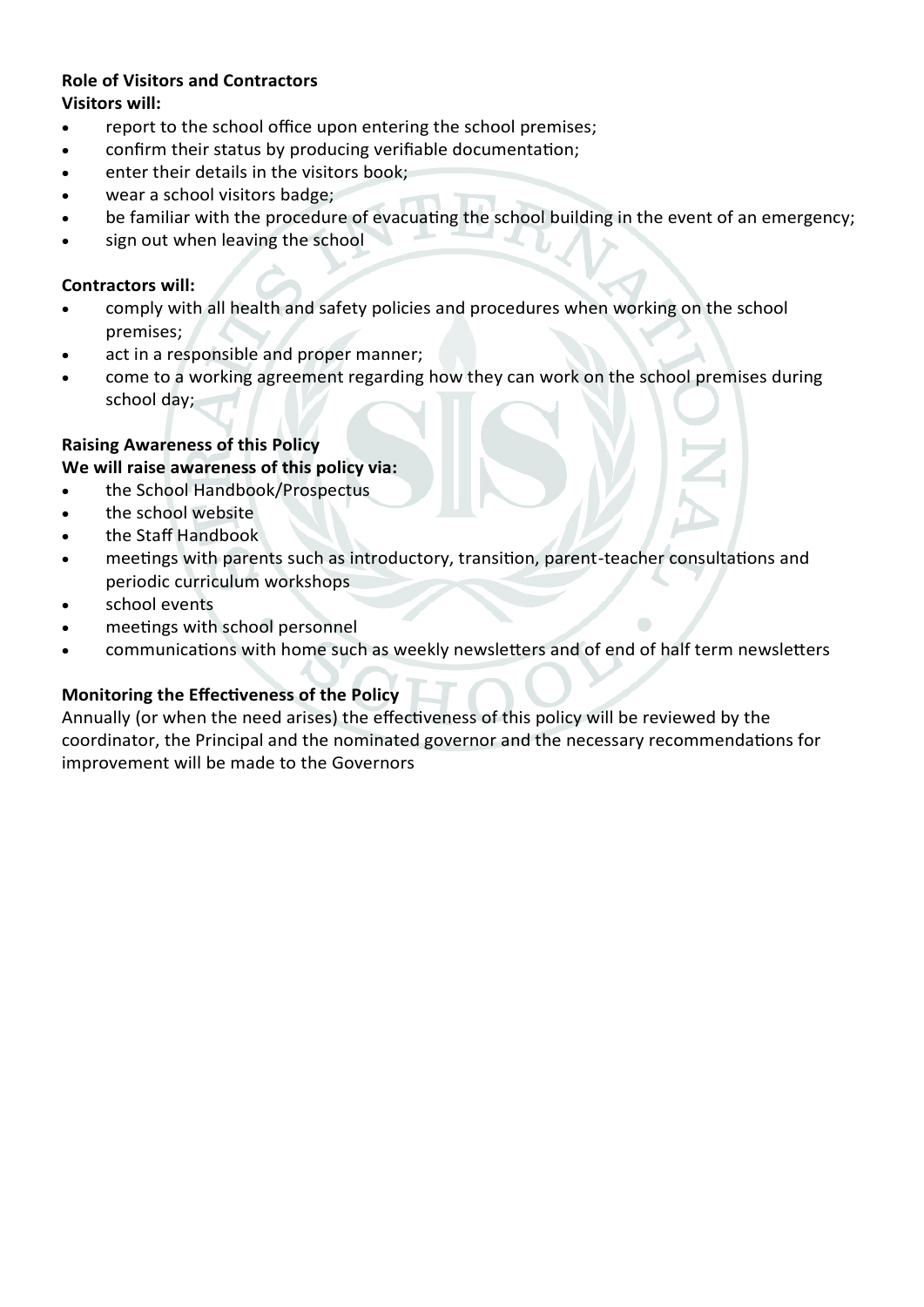**Role of Visitors and Contractors**

**Visitors will:**

- report to the school office upon entering the school premises;
- confirm their status by producing verifiable documentation;
- enter their details in the visitors book;
- wear a school visitors badge;
- be familiar with the procedure of evacuating the school building in the event of an emergency;
- sign out when leaving the school

**Contractors will:**

- comply with all health and safety policies and procedures when working on the school premises;
- act in a responsible and proper manner;
- come to a working agreement regarding how they can work on the school premises during school day;

**Raising Awareness of this Policy**

**We will raise awareness of this policy via:**

- the School Handbook/Prospectus
- the school website
- the Staff Handbook
- meetings with parents such as introductory, transition, parent-teacher consultations and periodic curriculum workshops
- school events
- meetings with school personnel
- communications with home such as weekly newsletters and of end of half term newsletters

**Monitoring the Effectiveness of the Policy**

Annually (or when the need arises) the effectiveness of this policy will be reviewed by the coordinator, the Principal and the nominated governor and the necessary recommendations for improvement will be made to the Governors